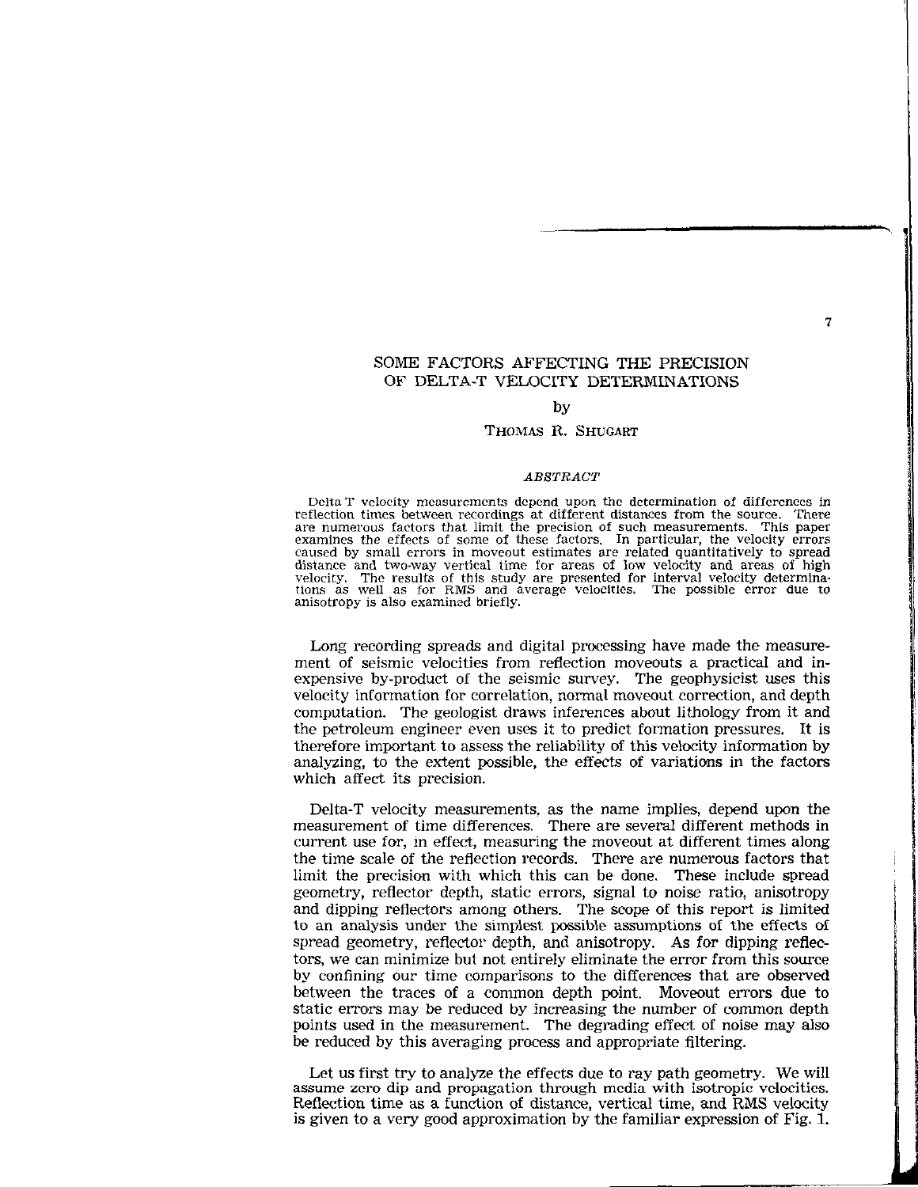# SOME FACTORS AFFECTING THE PRECISION OF DELTA-T VELOCITY DETERMINATIONS

by

THOMAS R. SHUGART

## *ABSTRACT*

Delta T velocity measurements depend upon the determination of differences in reflection times between recordings at different distances from the source. There are numerous factors that limit the precision of such measurements. This paper examines the effects of some of these factors. In particular, the velocity errors caused by small errors in moveout estimates are related quantitatively to spread distance and two-way vertical time for areas of low velocity and areas of high velocity. The results of this study are presented for interval velocity determinations as well as for RMS and average velocities. The possible error due to anisotropy is also examined briefly.

Long recording spreads and digital processing have made the measurement of seismic velocities from reflection moveouts a practical and inexpensive by-product of the seismic survey. The geophysicist uses this velocity information for correlation, normal moveout correction, and depth computation. The geologist draws inferences about lithology from it and the petroleum engineer even uses it to predict formation pressures. It is therefore important to assess the reliability of this velocity information by analyzing, to the extent possible, the effects of variations in the factors which affect its precision.

Delta-T velocity measurements, as the name implies, depend upon the measurement of time differences. There are several different methods in current use for, in effect, measuring the moveout at different times along the time scale of the reflection records. There are numerous factors that limit the precision with which this can be done. These include spread geometry, reflector depth, static errors, signal to noise ratio, anisotropy and dipping reflectors among others. The scope of this report is limited to an analysis under the simplest possible assumptions of the effects of spread geometry, reflector depth, and anisotropy. As for dipping reflectors, we can minimize but not entirely eliminate the error from this source by confining our time comparisons to the differences that are observed between the traces of a common depth point. Moveout errors due to static errors may be reduced by increasing the number of common depth points used in the measurement. The degrading effect of noise may also be reduced by this averaging process and appropriate filtering.

Let us first try to analyze the effects due to ray path geometry. We will assume zero dip and propagation through media with isotropic velocities. Reflection time as a function of distance, vertical time, and RMS velocity is given to a very good approximation by the familiar expression of Fig. 1.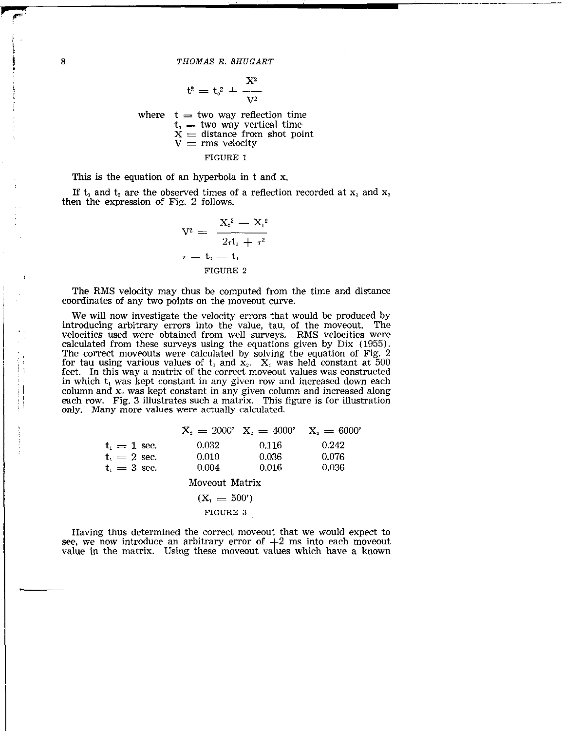$$t^2 = t_o^2 + \frac{X^2}{V^2}$$

where $t$ = two way reflection time
$t_o$ = two way vertical time
$X$ = distance from shot point
$V$ = rms velocity

FIGURE 1

This is the equation of an hyperbola in t and x.

If $t_1$ and $t_2$ are the observed times of a reflection recorded at $x_1$ and $x_2$ then the expression of Fig. 2 follows.

$$V^2 = \frac{X_2^2 - X_1^2}{2\tau t_1 + \tau^2}$$

$$\tau - t_2 - t_1$$

FIGURE 2

The RMS velocity may thus be computed from the time and distance coordinates of any two points on the moveout curve.

We will now investigate the velocity errors that would be produced by introducing arbitrary errors into the value, tau, of the moveout. The velocities used were obtained from well surveys. RMS velocities were calculated from these surveys using the equations given by Dix (1955). The correct moveouts were calculated by solving the equation of Fig. 2 for tau using various values of $t_1$ and $x_2$. $X_1$ was held constant at 500 feet. In this way a matrix of the correct moveout values was constructed in which $t_1$ was kept constant in any given row and increased down each column and $x_2$ was kept constant in any given column and increased along each row. Fig. 3 illustrates such a matrix. This figure is for illustration only. Many more values were actually calculated.

| | $X_2$ = 2000' | $X_2$ = 4000' | $X_2$ = 6000' |
|---|---|---|---|
| $t_1$ = 1 sec. | 0.032 | 0.116 | 0.242 |
| $t_1$ = 2 sec. | 0.010 | 0.036 | 0.076 |
| $t_1$ = 3 sec. | 0.004 | 0.016 | 0.036 |

Moveout Matrix

($X_1$ = 500')

FIGURE 3

Having thus determined the correct moveout that we would expect to see, we now introduce an arbitrary error of +2 ms into each moveout value in the matrix. Using these moveout values which have a known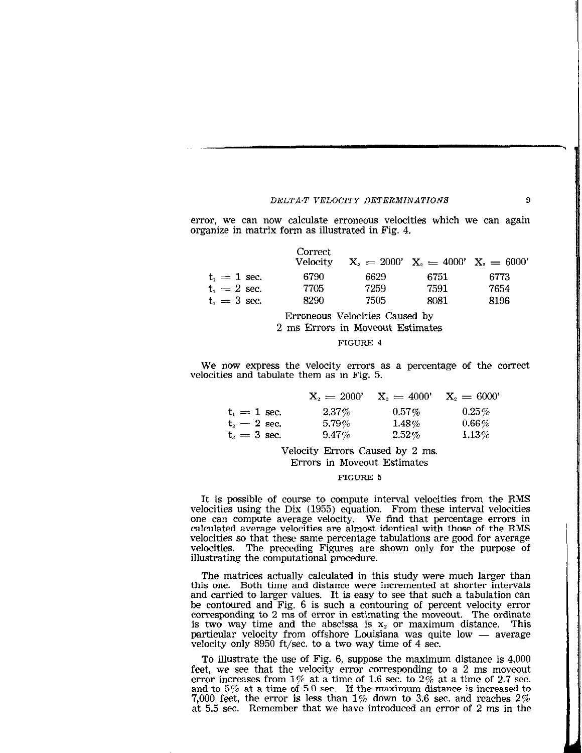error, we can now calculate erroneous velocities which we can again organize in matrix form as illustrated in Fig. 4.

| | Correct Velocity | $X_2 = 2000'$ | $X_2 = 4000'$ | $X_2 = 6000'$ |
|---|---|---|---|---|
| $t_1 = 1$ sec. | 6790 | 6629 | 6751 | 6773 |
| $t_1 = 2$ sec. | 7705 | 7259 | 7591 | 7654 |
| $t_1 = 3$ sec. | 8290 | 7505 | 8081 | 8196 |

Erroneous Velocities Caused by
2 ms Errors in Moveout Estimates

FIGURE 4

We now express the velocity errors as a percentage of the correct velocities and tabulate them as in Fig. 5.

| | $X_2 = 2000'$ | $X_2 = 4000'$ | $X_2 = 6000'$ |
|---|---|---|---|
| $t_1 = 1$ sec. | 2.37% | 0.57% | 0.25% |
| $t_2 - 2$ sec. | 5.79% | 1.48% | 0.66% |
| $t_3 = 3$ sec. | 9.47% | 2.52% | 1.13% |

Velocity Errors Caused by 2 ms.
Errors in Moveout Estimates

FIGURE 5

It is possible of course to compute interval velocities from the RMS velocities using the Dix (1955) equation. From these interval velocities one can compute average velocity. We find that percentage errors in calculated average velocities are almost identical with those of the RMS velocities so that these same percentage tabulations are good for average velocities. The preceding Figures are shown only for the purpose of illustrating the computational procedure.

The matrices actually calculated in this study were much larger than this one. Both time and distance were incremented at shorter intervals and carried to larger values. It is easy to see that such a tabulation can be contoured and Fig. 6 is such a contouring of percent velocity error corresponding to 2 ms of error in estimating the moveout. The ordinate is two way time and the abscissa is $x_2$ or maximum distance. This particular velocity from offshore Louisiana was quite low — average velocity only 8950 ft/sec. to a two way time of 4 sec.

To illustrate the use of Fig. 6, suppose the maximum distance is 4,000 feet, we see that the velocity error corresponding to a 2 ms moveout error increases from 1% at a time of 1.6 sec. to 2% at a time of 2.7 sec. and to 5% at a time of 5.0 sec. If the maximum distance is increased to 7,000 feet, the error is less than 1% down to 3.6 sec. and reaches 2% at 5.5 sec. Remember that we have introduced an error of 2 ms in the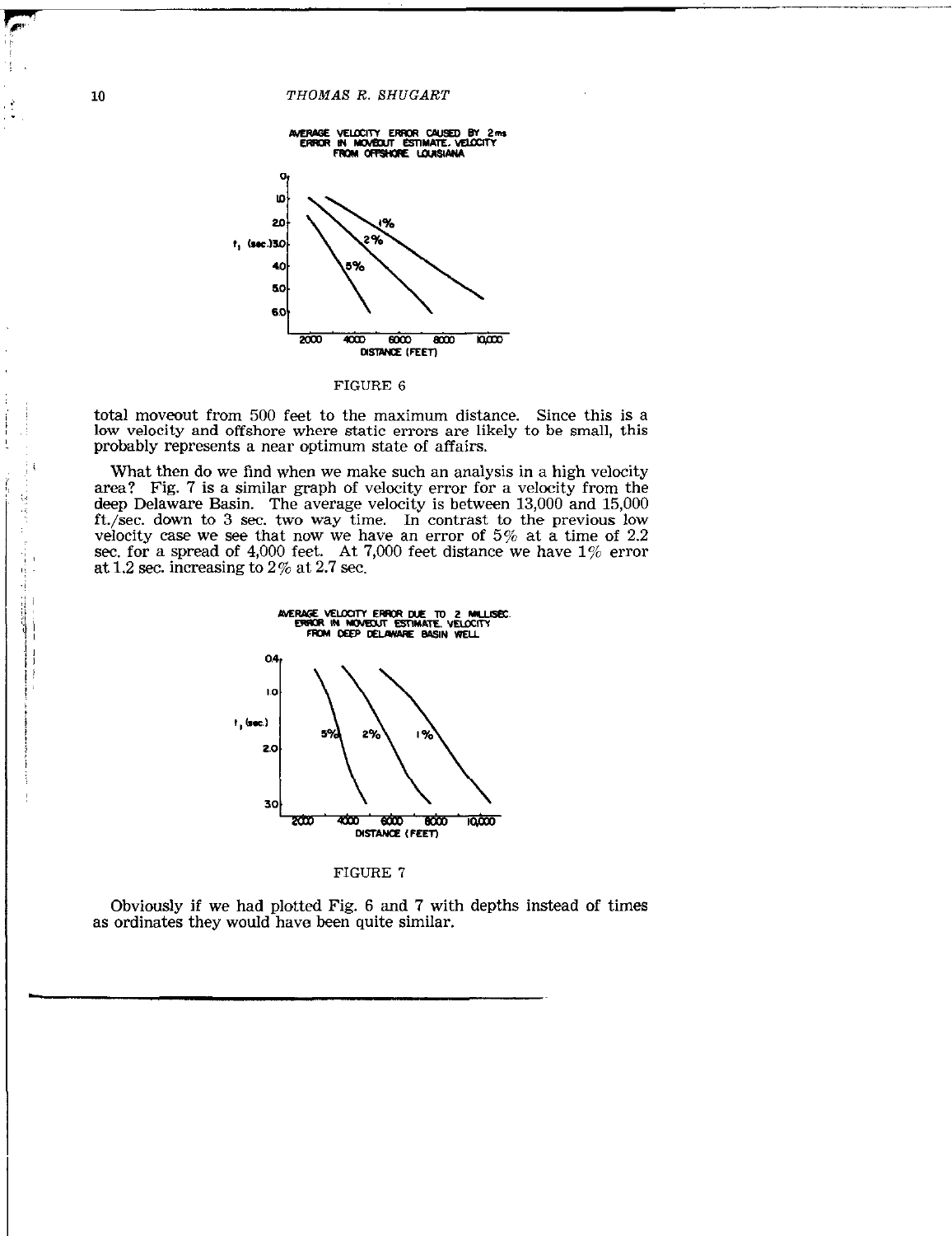AVERAGE VELOCITY ERROR CAUSED BY 2 ms ERROR IN MOVEOUT ESTIMATE. VELOCITY FROM OFFSHORE LOUISIANA

FIGURE 6

total moveout from 500 feet to the maximum distance. Since this is a low velocity and offshore where static errors are likely to be small, this probably represents a near optimum state of affairs.

What then do we find when we make such an analysis in a high velocity area? Fig. 7 is a similar graph of velocity error for a velocity from the deep Delaware Basin. The average velocity is between 13,000 and 15,000 ft./sec. down to 3 sec. two way time. In contrast to the previous low velocity case we see that now we have an error of 5% at a time of 2.2 sec. for a spread of 4,000 feet. At 7,000 feet distance we have 1% error at 1.2 sec. increasing to 2% at 2.7 sec.

AVERAGE VELOCITY ERROR DUE TO 2 MILLISEC. ERROR IN MOVEOUT ESTIMATE. VELOCITY FROM DEEP DELAWARE BASIN WELL

FIGURE 7

Obviously if we had plotted Fig. 6 and 7 with depths instead of times as ordinates they would have been quite similar.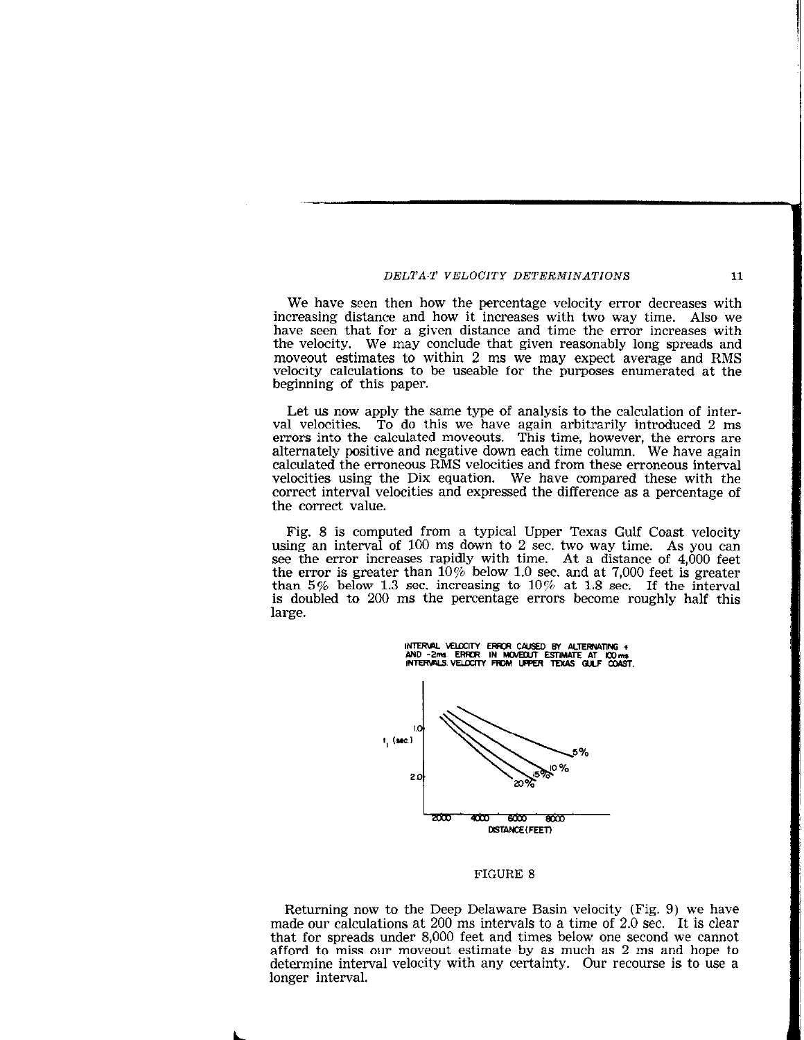We have seen then how the percentage velocity error decreases with increasing distance and how it increases with two way time. Also we have seen that for a given distance and time the error increases with the velocity. We may conclude that given reasonably long spreads and moveout estimates to within 2 ms we may expect average and RMS velocity calculations to be useable for the purposes enumerated at the beginning of this paper.

Let us now apply the same type of analysis to the calculation of interval velocities. To do this we have again arbitrarily introduced 2 ms errors into the calculated moveouts. This time, however, the errors are alternately positive and negative down each time column. We have again calculated the erroneous RMS velocities and from these erroneous interval velocities using the Dix equation. We have compared these with the correct interval velocities and expressed the difference as a percentage of the correct value.

Fig. 8 is computed from a typical Upper Texas Gulf Coast velocity using an interval of 100 ms down to 2 sec. two way time. As you can see the error increases rapidly with time. At a distance of 4,000 feet the error is greater than 10% below 1.0 sec. and at 7,000 feet is greater than 5% below 1.3 sec. increasing to 10% at 1.8 sec. If the interval is doubled to 200 ms the percentage errors become roughly half this large.

INTERVAL VELOCITY ERROR CAUSED BY ALTERNATING + AND -2ms ERROR IN MOVEOUT ESTIMATE AT 100ms INTERVALS. VELOCITY FROM UPPER TEXAS GULF COAST.

FIGURE 8

Returning now to the Deep Delaware Basin velocity (Fig. 9) we have made our calculations at 200 ms intervals to a time of 2.0 sec. It is clear that for spreads under 8,000 feet and times below one second we cannot afford to miss our moveout estimate by as much as 2 ms and hope to determine interval velocity with any certainty. Our recourse is to use a longer interval.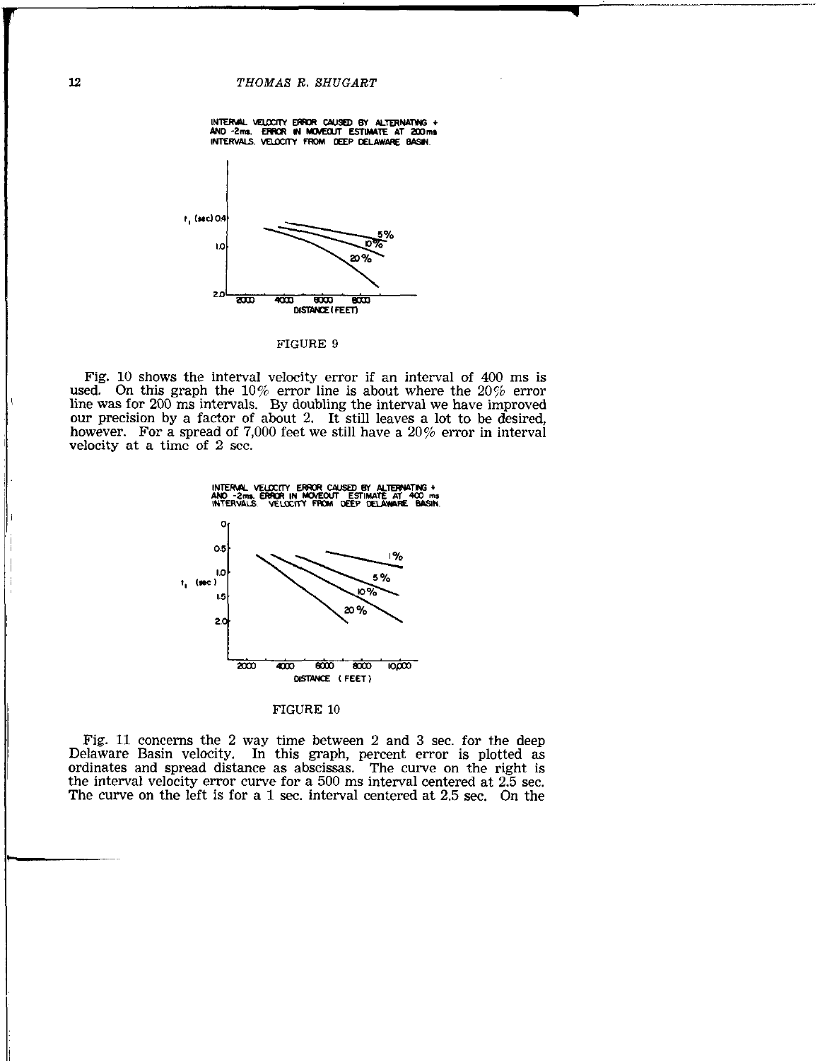INTERVAL VELOCITY ERROR CAUSED BY ALTERNATING + AND -2ms. ERROR IN MOVEOUT ESTIMATE AT 200ms INTERVALS. VELOCITY FROM DEEP DELAWARE BASIN.

FIGURE 9

Fig. 10 shows the interval velocity error if an interval of 400 ms is used. On this graph the 10% error line is about where the 20% error line was for 200 ms intervals. By doubling the interval we have improved our precision by a factor of about 2. It still leaves a lot to be desired, however. For a spread of 7,000 feet we still have a 20% error in interval velocity at a time of 2 sec.

INTERVAL VELOCITY ERROR CAUSED BY ALTERNATING + AND -2ms. ERROR IN MOVEOUT ESTIMATE AT 400 ms INTERVALS. VELOCITY FROM DEEP DELAWARE BASIN.

FIGURE 10

Fig. 11 concerns the 2 way time between 2 and 3 sec. for the deep Delaware Basin velocity. In this graph, percent error is plotted as ordinates and spread distance as abscissas. The curve on the right is the interval velocity error curve for a 500 ms interval centered at 2.5 sec. The curve on the left is for a 1 sec. interval centered at 2.5 sec. On the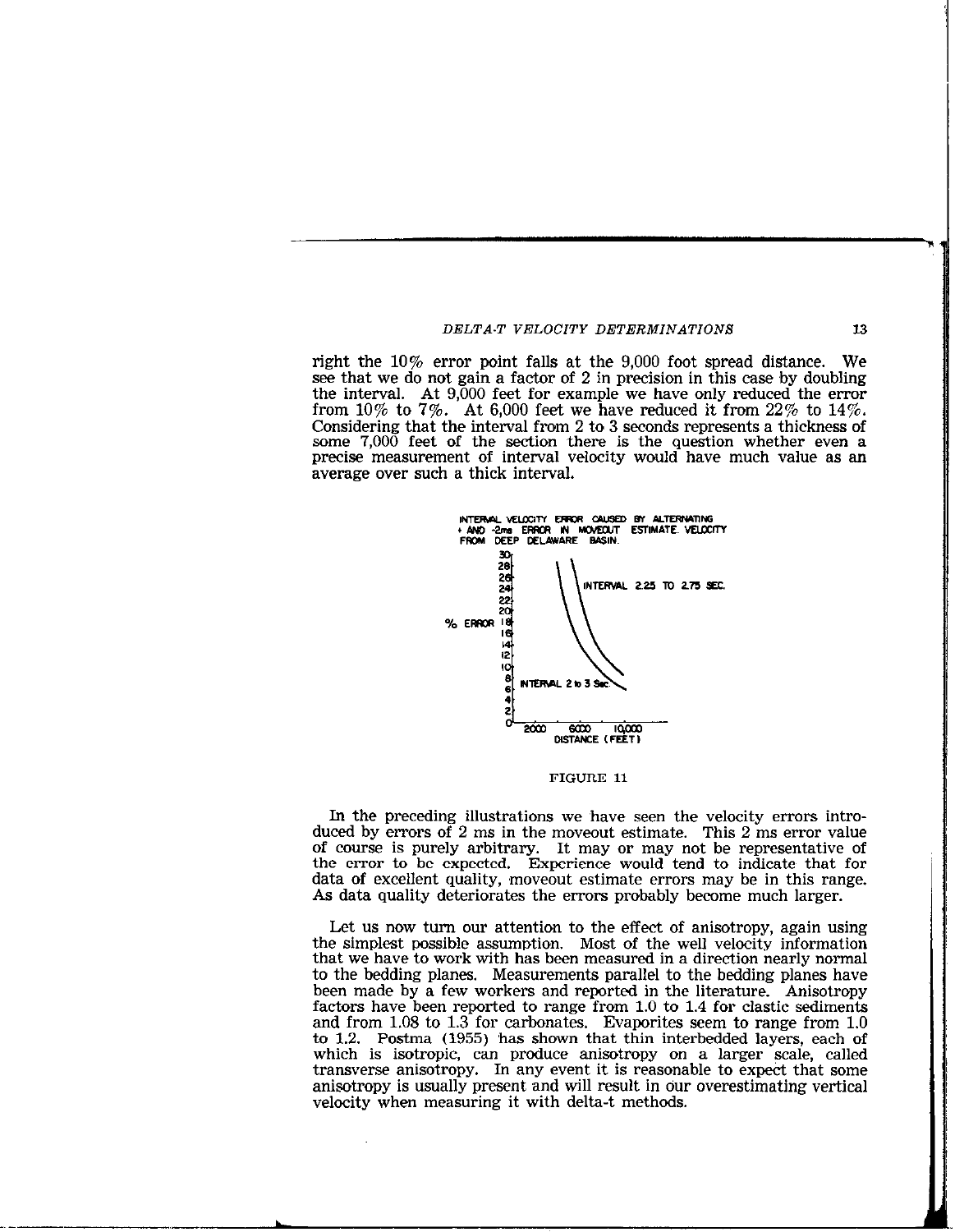right the 10% error point falls at the 9,000 foot spread distance. We see that we do not gain a factor of 2 in precision in this case by doubling the interval. At 9,000 feet for example we have only reduced the error from 10% to 7%. At 6,000 feet we have reduced it from 22% to 14%. Considering that the interval from 2 to 3 seconds represents a thickness of some 7,000 feet of the section there is the question whether even a precise measurement of interval velocity would have much value as an average over such a thick interval.

INTERVAL VELOCITY ERROR CAUSED BY ALTERNATING + AND -2ms ERROR IN MOVEOUT ESTIMATE. VELOCITY FROM DEEP DELAWARE BASIN.

FIGURE 11

In the preceding illustrations we have seen the velocity errors introduced by errors of 2 ms in the moveout estimate. This 2 ms error value of course is purely arbitrary. It may or may not be representative of the error to be expected. Experience would tend to indicate that for data of excellent quality, moveout estimate errors may be in this range. As data quality deteriorates the errors probably become much larger.

Let us now turn our attention to the effect of anisotropy, again using the simplest possible assumption. Most of the well velocity information that we have to work with has been measured in a direction nearly normal to the bedding planes. Measurements parallel to the bedding planes have been made by a few workers and reported in the literature. Anisotropy factors have been reported to range from 1.0 to 1.4 for clastic sediments and from 1.08 to 1.3 for carbonates. Evaporites seem to range from 1.0 to 1.2. Postma (1955) has shown that thin interbedded layers, each of which is isotropic, can produce anisotropy on a larger scale, called transverse anisotropy. In any event it is reasonable to expect that some anisotropy is usually present and will result in our overestimating vertical velocity when measuring it with delta-t methods.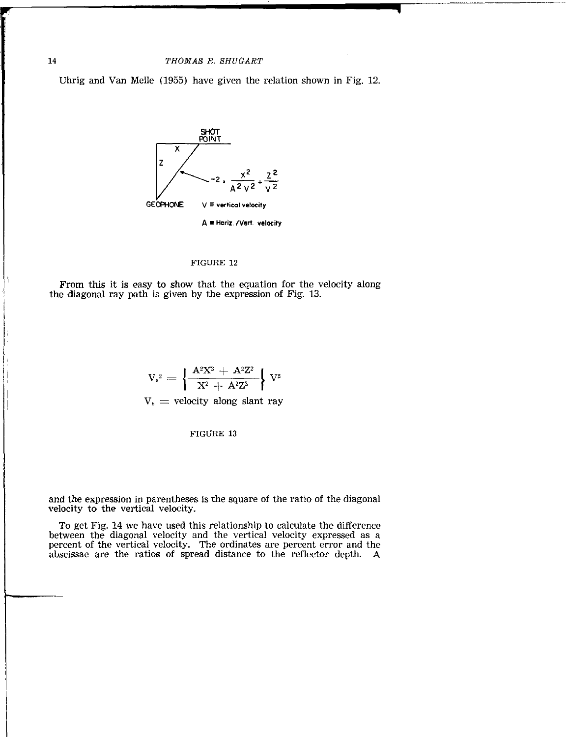Uhrig and Van Melle (1955) have given the relation shown in Fig. 12.

SHOT POINT

X

Z

$$T^2 = \frac{X^2}{A^2V^2} + \frac{Z^2}{V^2}$$

GEOPHONE $V \equiv$ vertical velocity

$A \equiv$ Horiz. /Vert. velocity

FIGURE 12

From this it is easy to show that the equation for the velocity along the diagonal ray path is given by the expression of Fig. 13.

$$V_s^2 = \left\{ \frac{A^2X^2 + A^2Z^2}{X^2 + A^2Z^2} \right\} V^2$$

$V_s \equiv$ velocity along slant ray

FIGURE 13

and the expression in parentheses is the square of the ratio of the diagonal velocity to the vertical velocity.

To get Fig. 14 we have used this relationship to calculate the difference between the diagonal velocity and the vertical velocity expressed as a percent of the vertical velocity. The ordinates are percent error and the abscissae are the ratios of spread distance to the reflector depth. A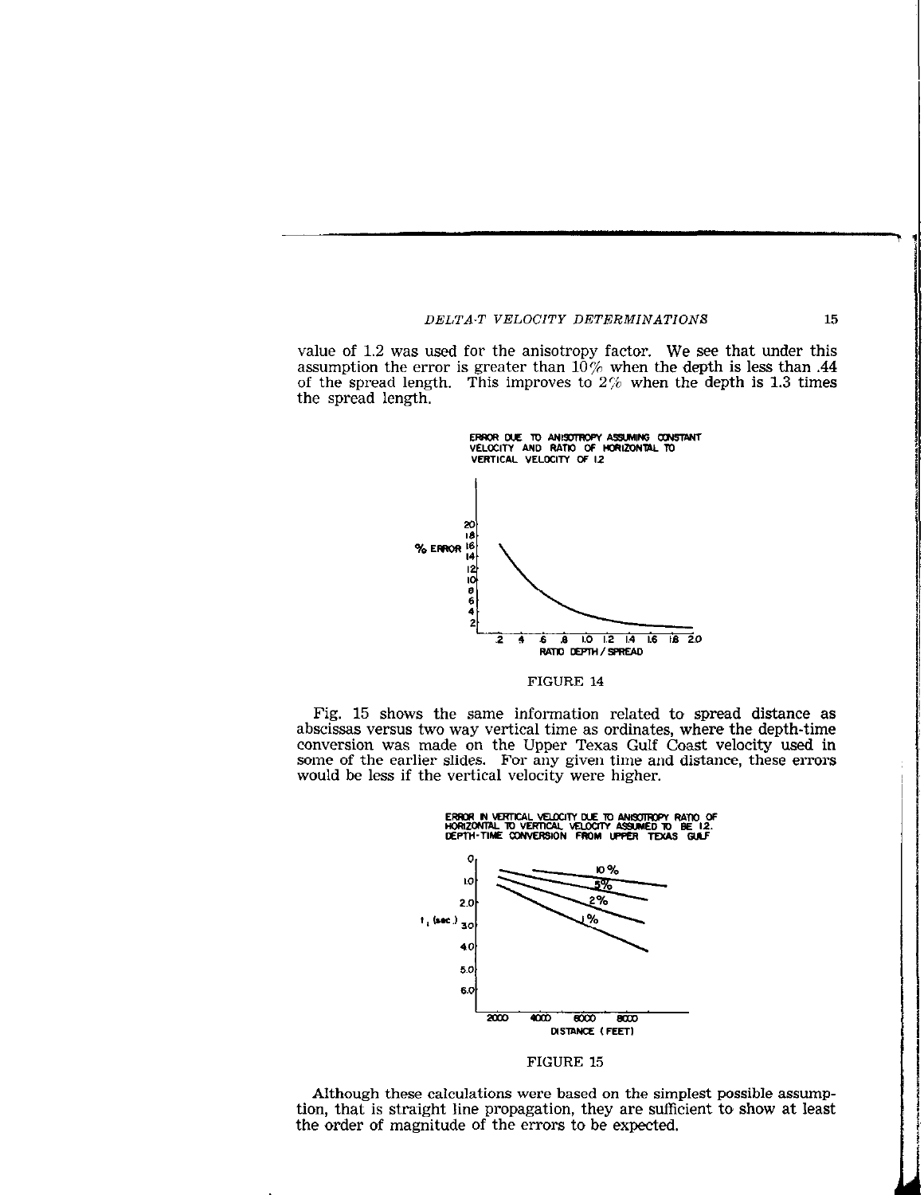value of 1.2 was used for the anisotropy factor. We see that under this assumption the error is greater than 10% when the depth is less than .44 of the spread length. This improves to 2% when the depth is 1.3 times the spread length.

ERROR DUE TO ANISOTROPY ASSUMING CONSTANT VELOCITY AND RATIO OF HORIZONTAL TO VERTICAL VELOCITY OF 1.2

FIGURE 14

Fig. 15 shows the same information related to spread distance as abscissas versus two way vertical time as ordinates, where the depth-time conversion was made on the Upper Texas Gulf Coast velocity used in some of the earlier slides. For any given time and distance, these errors would be less if the vertical velocity were higher.

ERROR IN VERTICAL VELOCITY DUE TO ANISOTROPY RATIO OF HORIZONTAL TO VERTICAL VELOCITY ASSUMED TO BE 1.2. DEPTH-TIME CONVERSION FROM UPPER TEXAS GULF

FIGURE 15

Although these calculations were based on the simplest possible assumption, that is straight line propagation, they are sufficient to show at least the order of magnitude of the errors to be expected.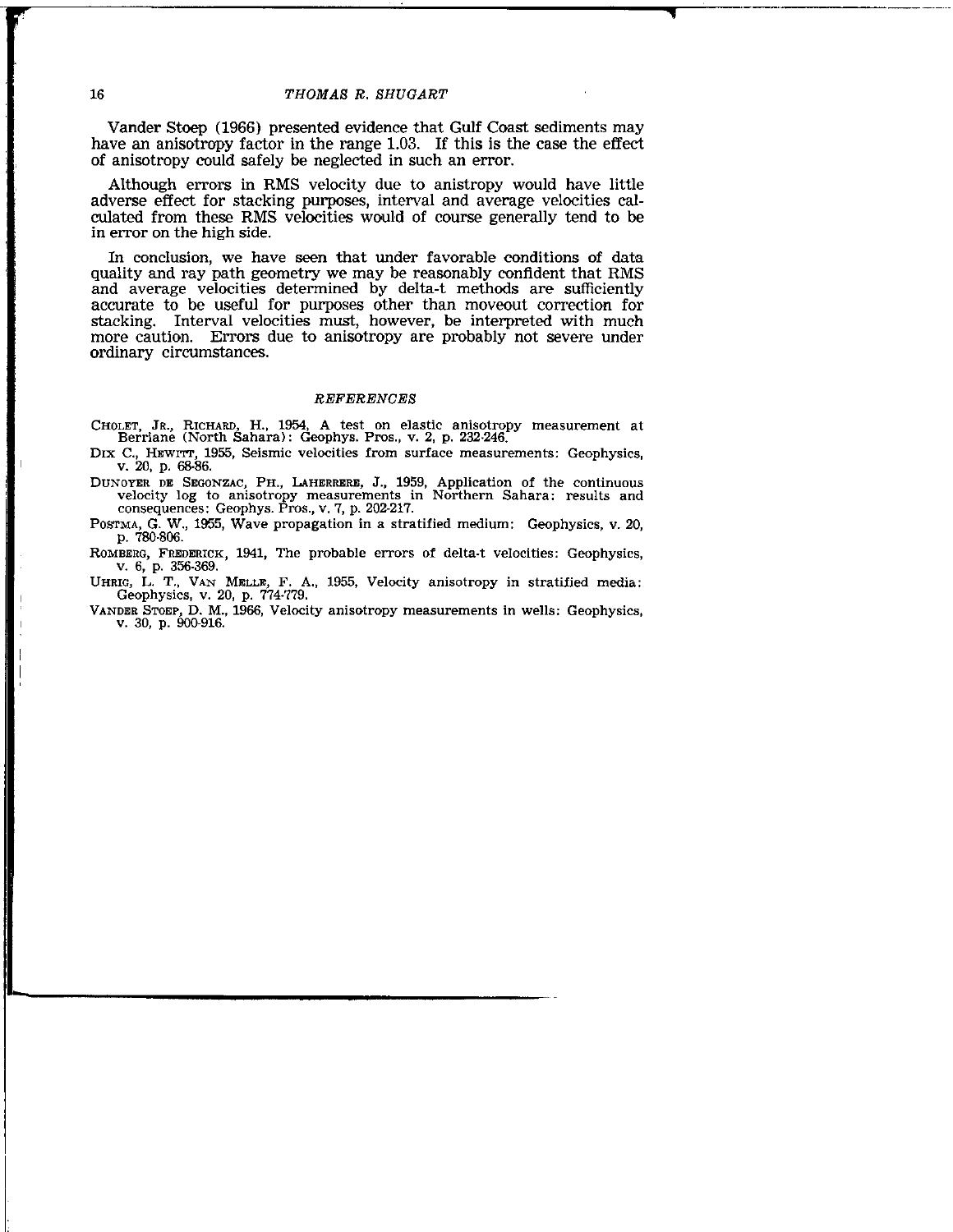Vander Stoep (1966) presented evidence that Gulf Coast sediments may have an anisotropy factor in the range 1.03. If this is the case the effect of anisotropy could safely be neglected in such an error.

Although errors in RMS velocity due to anistropy would have little adverse effect for stacking purposes, interval and average velocities calculated from these RMS velocities would of course generally tend to be in error on the high side.

In conclusion, we have seen that under favorable conditions of data quality and ray path geometry we may be reasonably confident that RMS and average velocities determined by delta-t methods are sufficiently accurate to be useful for purposes other than moveout correction for stacking. Interval velocities must, however, be interpreted with much more caution. Errors due to anisotropy are probably not severe under ordinary circumstances.

## *REFERENCES*

CHOLET, JR., RICHARD, H., 1954, A test on elastic anisotropy measurement at Berriane (North Sahara): Geophys. Pros., v. 2, p. 232-246.

DIX C., HEWITT, 1955, Seismic velocities from surface measurements: Geophysics, v. 20, p. 68-86.

DUNOYER DE SEGONZAC, PH., LAHERRERE, J., 1959, Application of the continuous velocity log to anisotropy measurements in Northern Sahara: results and consequences: Geophys. Pros., v. 7, p. 202-217.

POSTMA, G. W., 1955, Wave propagation in a stratified medium: Geophysics, v. 20, p. 780-806.

ROMBERG, FREDERICK, 1941, The probable errors of delta-t velocities: Geophysics, v. 6, p. 356-369.

UHRIG, L. T., VAN MELLE, F. A., 1955, Velocity anisotropy in stratified media: Geophysics, v. 20, p. 774-779.

VANDER STOEP, D. M., 1966, Velocity anisotropy measurements in wells: Geophysics, v. 30, p. 900-916.